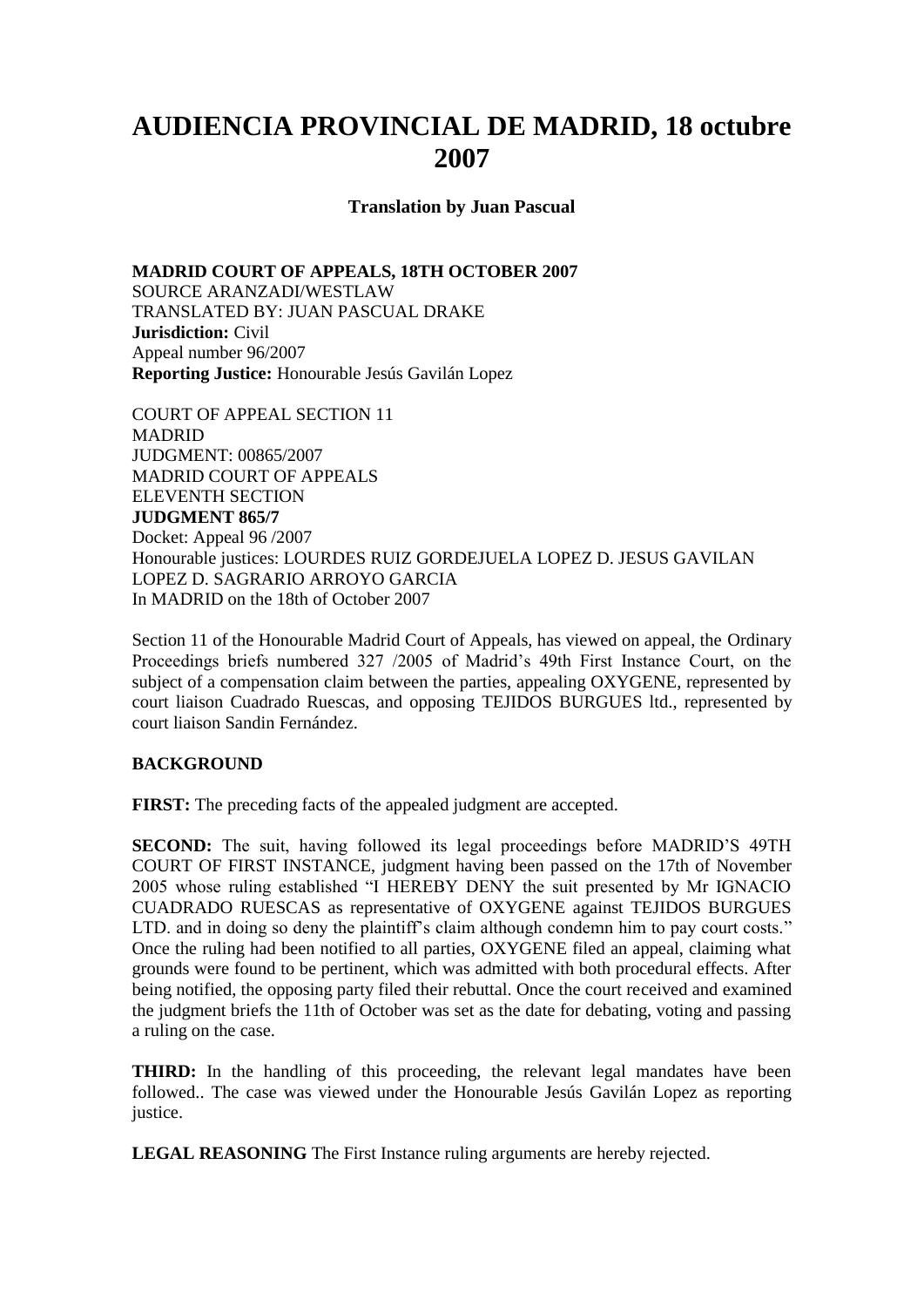# AUDIENCIA PROVINCIAL DE MADRID, 18 octubre 2007

**Translation by Juan Pascual**

**MADRID COURT OF APPEALS, 18TH OCTOBER 2007**
SOURCE ARANZADI/WESTLAW
TRANSLATED BY: JUAN PASCUAL DRAKE
**Jurisdiction:** Civil
Appeal number 96/2007
**Reporting Justice:** Honourable Jesús Gavilán Lopez

COURT OF APPEAL SECTION 11
MADRID
JUDGMENT: 00865/2007
MADRID COURT OF APPEALS
ELEVENTH SECTION
**JUDGMENT 865/7**
Docket: Appeal 96 /2007
Honourable justices: LOURDES RUIZ GORDEJUELA LOPEZ D. JESUS GAVILAN LOPEZ D. SAGRARIO ARROYO GARCIA
In MADRID on the 18th of October 2007

Section 11 of the Honourable Madrid Court of Appeals, has viewed on appeal, the Ordinary Proceedings briefs numbered 327 /2005 of Madrid's 49th First Instance Court, on the subject of a compensation claim between the parties, appealing OXYGENE, represented by court liaison Cuadrado Ruescas, and opposing TEJIDOS BURGUES ltd., represented by court liaison Sandin Fernández.

**BACKGROUND**

**FIRST:** The preceding facts of the appealed judgment are accepted.

**SECOND:** The suit, having followed its legal proceedings before MADRID'S 49TH COURT OF FIRST INSTANCE, judgment having been passed on the 17th of November 2005 whose ruling established "I HEREBY DENY the suit presented by Mr IGNACIO CUADRADO RUESCAS as representative of OXYGENE against TEJIDOS BURGUES LTD. and in doing so deny the plaintiff's claim although condemn him to pay court costs." Once the ruling had been notified to all parties, OXYGENE filed an appeal, claiming what grounds were found to be pertinent, which was admitted with both procedural effects. After being notified, the opposing party filed their rebuttal. Once the court received and examined the judgment briefs the 11th of October was set as the date for debating, voting and passing a ruling on the case.

**THIRD:** In the handling of this proceeding, the relevant legal mandates have been followed.. The case was viewed under the Honourable Jesús Gavilán Lopez as reporting justice.

**LEGAL REASONING** The First Instance ruling arguments are hereby rejected.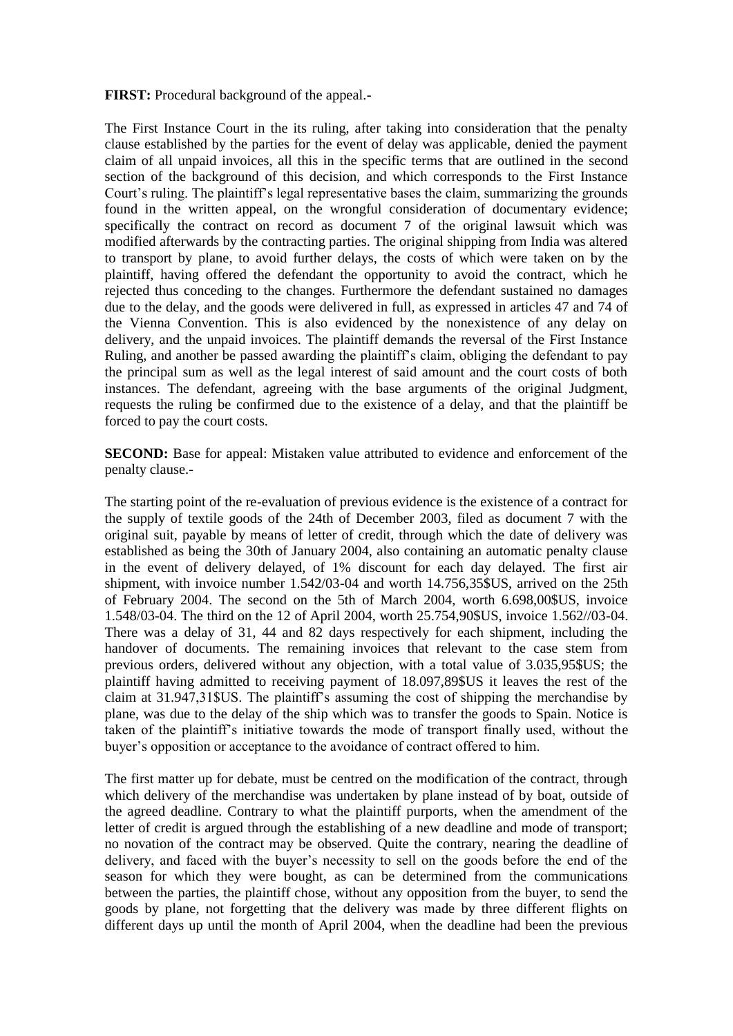**FIRST:** Procedural background of the appeal.-

The First Instance Court in the its ruling, after taking into consideration that the penalty clause established by the parties for the event of delay was applicable, denied the payment claim of all unpaid invoices, all this in the specific terms that are outlined in the second section of the background of this decision, and which corresponds to the First Instance Court's ruling. The plaintiff's legal representative bases the claim, summarizing the grounds found in the written appeal, on the wrongful consideration of documentary evidence; specifically the contract on record as document 7 of the original lawsuit which was modified afterwards by the contracting parties. The original shipping from India was altered to transport by plane, to avoid further delays, the costs of which were taken on by the plaintiff, having offered the defendant the opportunity to avoid the contract, which he rejected thus conceding to the changes. Furthermore the defendant sustained no damages due to the delay, and the goods were delivered in full, as expressed in articles 47 and 74 of the Vienna Convention. This is also evidenced by the nonexistence of any delay on delivery, and the unpaid invoices. The plaintiff demands the reversal of the First Instance Ruling, and another be passed awarding the plaintiff's claim, obliging the defendant to pay the principal sum as well as the legal interest of said amount and the court costs of both instances. The defendant, agreeing with the base arguments of the original Judgment, requests the ruling be confirmed due to the existence of a delay, and that the plaintiff be forced to pay the court costs.

**SECOND:** Base for appeal: Mistaken value attributed to evidence and enforcement of the penalty clause.-

The starting point of the re-evaluation of previous evidence is the existence of a contract for the supply of textile goods of the 24th of December 2003, filed as document 7 with the original suit, payable by means of letter of credit, through which the date of delivery was established as being the 30th of January 2004, also containing an automatic penalty clause in the event of delivery delayed, of 1% discount for each day delayed. The first air shipment, with invoice number 1.542/03-04 and worth 14.756,35$US, arrived on the 25th of February 2004. The second on the 5th of March 2004, worth 6.698,00$US, invoice 1.548/03-04. The third on the 12 of April 2004, worth 25.754,90$US, invoice 1.562//03-04. There was a delay of 31, 44 and 82 days respectively for each shipment, including the handover of documents. The remaining invoices that relevant to the case stem from previous orders, delivered without any objection, with a total value of 3.035,95$US; the plaintiff having admitted to receiving payment of 18.097,89$US it leaves the rest of the claim at 31.947,31$US. The plaintiff's assuming the cost of shipping the merchandise by plane, was due to the delay of the ship which was to transfer the goods to Spain. Notice is taken of the plaintiff's initiative towards the mode of transport finally used, without the buyer's opposition or acceptance to the avoidance of contract offered to him.

The first matter up for debate, must be centred on the modification of the contract, through which delivery of the merchandise was undertaken by plane instead of by boat, outside of the agreed deadline. Contrary to what the plaintiff purports, when the amendment of the letter of credit is argued through the establishing of a new deadline and mode of transport; no novation of the contract may be observed. Quite the contrary, nearing the deadline of delivery, and faced with the buyer's necessity to sell on the goods before the end of the season for which they were bought, as can be determined from the communications between the parties, the plaintiff chose, without any opposition from the buyer, to send the goods by plane, not forgetting that the delivery was made by three different flights on different days up until the month of April 2004, when the deadline had been the previous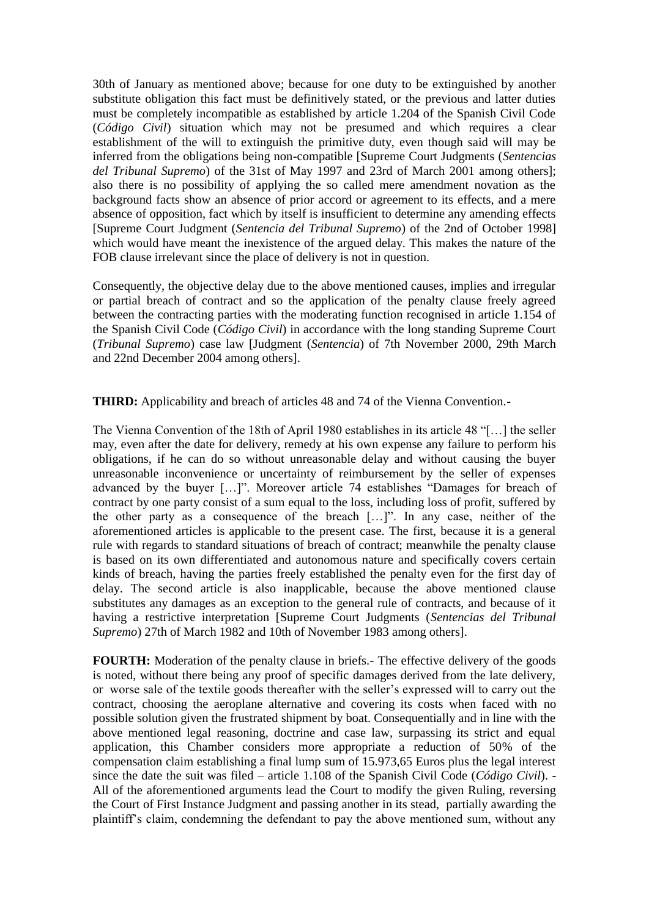30th of January as mentioned above; because for one duty to be extinguished by another substitute obligation this fact must be definitively stated, or the previous and latter duties must be completely incompatible as established by article 1.204 of the Spanish Civil Code (*Código Civil*) situation which may not be presumed and which requires a clear establishment of the will to extinguish the primitive duty, even though said will may be inferred from the obligations being non-compatible [Supreme Court Judgments (*Sentencias del Tribunal Supremo*) of the 31st of May 1997 and 23rd of March 2001 among others]; also there is no possibility of applying the so called mere amendment novation as the background facts show an absence of prior accord or agreement to its effects, and a mere absence of opposition, fact which by itself is insufficient to determine any amending effects [Supreme Court Judgment (*Sentencia del Tribunal Supremo*) of the 2nd of October 1998] which would have meant the inexistence of the argued delay. This makes the nature of the FOB clause irrelevant since the place of delivery is not in question.

Consequently, the objective delay due to the above mentioned causes, implies and irregular or partial breach of contract and so the application of the penalty clause freely agreed between the contracting parties with the moderating function recognised in article 1.154 of the Spanish Civil Code (*Código Civil*) in accordance with the long standing Supreme Court (*Tribunal Supremo*) case law [Judgment (*Sentencia*) of 7th November 2000, 29th March and 22nd December 2004 among others].

**THIRD:** Applicability and breach of articles 48 and 74 of the Vienna Convention.-

The Vienna Convention of the 18th of April 1980 establishes in its article 48 "[…] the seller may, even after the date for delivery, remedy at his own expense any failure to perform his obligations, if he can do so without unreasonable delay and without causing the buyer unreasonable inconvenience or uncertainty of reimbursement by the seller of expenses advanced by the buyer […]". Moreover article 74 establishes "Damages for breach of contract by one party consist of a sum equal to the loss, including loss of profit, suffered by the other party as a consequence of the breach […]". In any case, neither of the aforementioned articles is applicable to the present case. The first, because it is a general rule with regards to standard situations of breach of contract; meanwhile the penalty clause is based on its own differentiated and autonomous nature and specifically covers certain kinds of breach, having the parties freely established the penalty even for the first day of delay. The second article is also inapplicable, because the above mentioned clause substitutes any damages as an exception to the general rule of contracts, and because of it having a restrictive interpretation [Supreme Court Judgments (*Sentencias del Tribunal Supremo*) 27th of March 1982 and 10th of November 1983 among others].

**FOURTH:** Moderation of the penalty clause in briefs.- The effective delivery of the goods is noted, without there being any proof of specific damages derived from the late delivery, or worse sale of the textile goods thereafter with the seller's expressed will to carry out the contract, choosing the aeroplane alternative and covering its costs when faced with no possible solution given the frustrated shipment by boat. Consequentially and in line with the above mentioned legal reasoning, doctrine and case law, surpassing its strict and equal application, this Chamber considers more appropriate a reduction of 50% of the compensation claim establishing a final lump sum of 15.973,65 Euros plus the legal interest since the date the suit was filed – article 1.108 of the Spanish Civil Code (*Código Civil*). - All of the aforementioned arguments lead the Court to modify the given Ruling, reversing the Court of First Instance Judgment and passing another in its stead, partially awarding the plaintiff's claim, condemning the defendant to pay the above mentioned sum, without any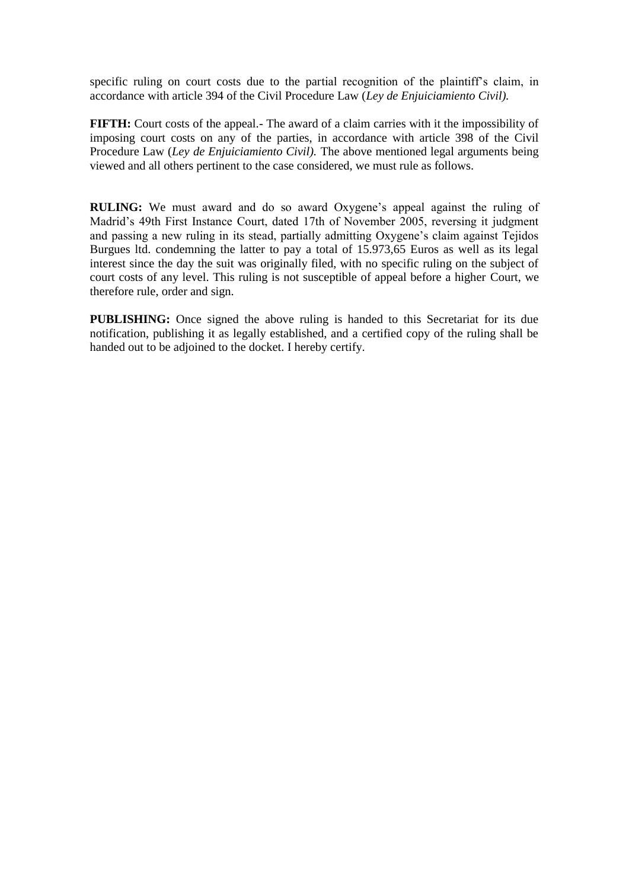specific ruling on court costs due to the partial recognition of the plaintiff's claim, in accordance with article 394 of the Civil Procedure Law (*Ley de Enjuiciamiento Civil).*

**FIFTH:** Court costs of the appeal.- The award of a claim carries with it the impossibility of imposing court costs on any of the parties, in accordance with article 398 of the Civil Procedure Law (*Ley de Enjuiciamiento Civil).* The above mentioned legal arguments being viewed and all others pertinent to the case considered, we must rule as follows.

**RULING:** We must award and do so award Oxygene's appeal against the ruling of Madrid's 49th First Instance Court, dated 17th of November 2005, reversing it judgment and passing a new ruling in its stead, partially admitting Oxygene's claim against Tejidos Burgues ltd. condemning the latter to pay a total of 15.973,65 Euros as well as its legal interest since the day the suit was originally filed, with no specific ruling on the subject of court costs of any level. This ruling is not susceptible of appeal before a higher Court, we therefore rule, order and sign.

**PUBLISHING:** Once signed the above ruling is handed to this Secretariat for its due notification, publishing it as legally established, and a certified copy of the ruling shall be handed out to be adjoined to the docket. I hereby certify.